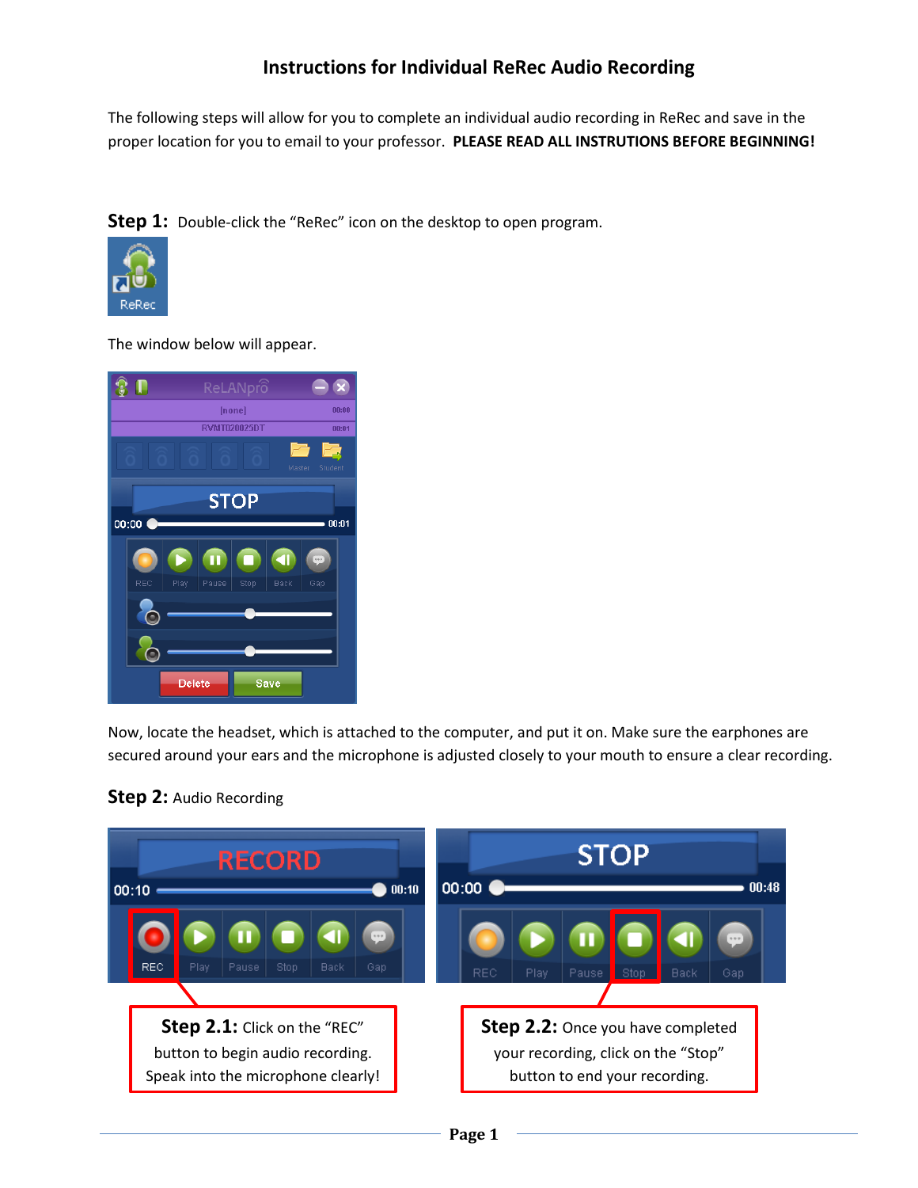# Instructions for Individual ReRec Audio Recording

The following steps will allow for you to complete an individual audio recording in ReRec and save in the proper location for you to email to your professor. **PLEASE READ ALL INSTRUTIONS BEFORE BEGINNING!**

**Step 1:** Double-click the "ReRec" icon on the desktop to open program.

The window below will appear.

Now, locate the headset, which is attached to the computer, and put it on. Make sure the earphones are secured around your ears and the microphone is adjusted closely to your mouth to ensure a clear recording.

**Step 2:** Audio Recording

**Step 2.1:** Click on the "REC" button to begin audio recording. Speak into the microphone clearly!

**Step 2.2:** Once you have completed your recording, click on the "Stop" button to end your recording.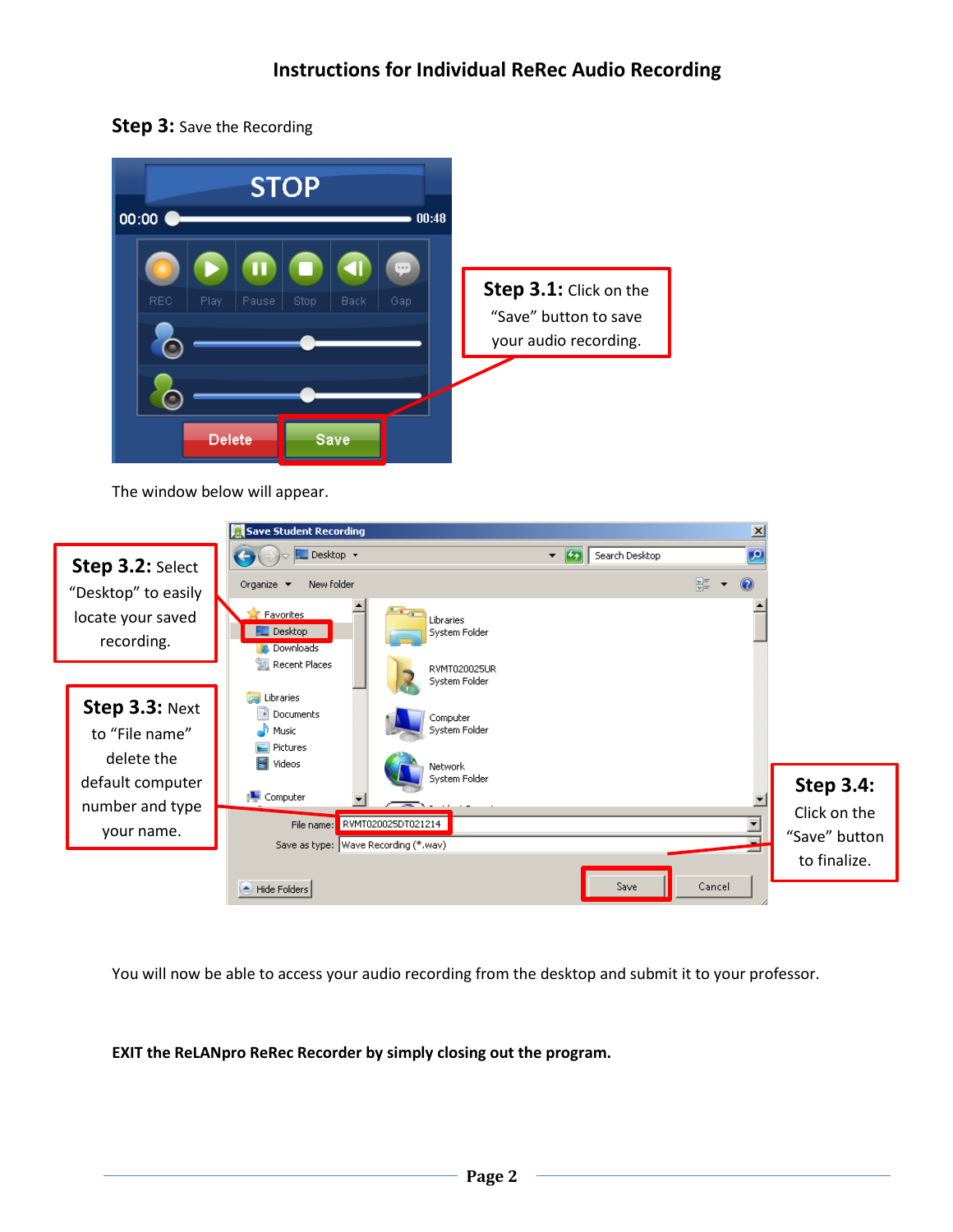## Instructions for Individual ReRec Audio Recording

**Step 3:** Save the Recording

**Step 3.1:** Click on the "Save" button to save your audio recording.

The window below will appear.

**Step 3.2:** Select "Desktop" to easily locate your saved recording.

**Step 3.3:** Next to "File name" delete the default computer number and type your name.

**Step 3.4:** Click on the "Save" button to finalize.

You will now be able to access your audio recording from the desktop and submit it to your professor.

**EXIT the ReLANpro ReRec Recorder by simply closing out the program.**